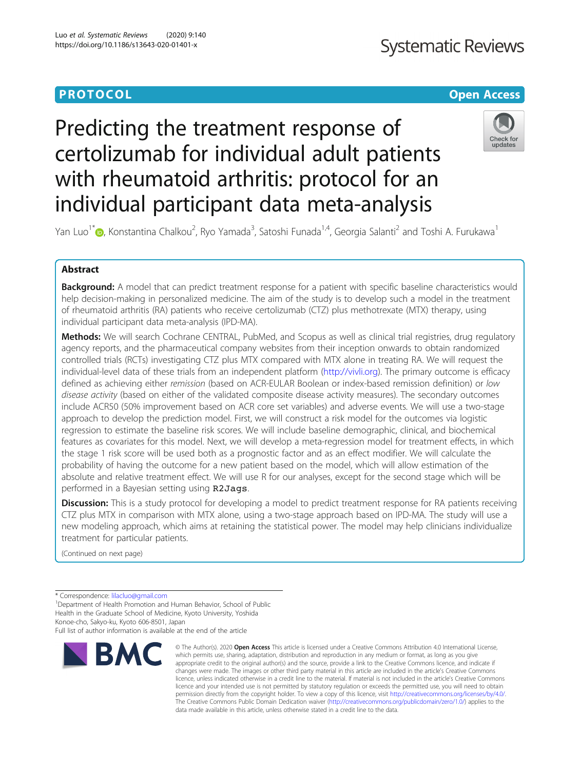PROTOCOL

Open Access

# Predicting the treatment response of certolizumab for individual adult patients with rheumatoid arthritis: protocol for an individual participant data meta-analysis

Yan Luo[1*], Konstantina Chalkou[2], Ryo Yamada[3], Satoshi Funada[1,4], Georgia Salanti[2] and Toshi A. Furukawa[1]

## Abstract

**Background:** A model that can predict treatment response for a patient with specific baseline characteristics would help decision-making in personalized medicine. The aim of the study is to develop such a model in the treatment of rheumatoid arthritis (RA) patients who receive certolizumab (CTZ) plus methotrexate (MTX) therapy, using individual participant data meta-analysis (IPD-MA).

**Methods:** We will search Cochrane CENTRAL, PubMed, and Scopus as well as clinical trial registries, drug regulatory agency reports, and the pharmaceutical company websites from their inception onwards to obtain randomized controlled trials (RCTs) investigating CTZ plus MTX compared with MTX alone in treating RA. We will request the individual-level data of these trials from an independent platform (http://vivli.org). The primary outcome is efficacy defined as achieving either *remission* (based on ACR-EULAR Boolean or index-based remission definition) or *low disease activity* (based on either of the validated composite disease activity measures). The secondary outcomes include ACR50 (50% improvement based on ACR core set variables) and adverse events. We will use a two-stage approach to develop the prediction model. First, we will construct a risk model for the outcomes via logistic regression to estimate the baseline risk scores. We will include baseline demographic, clinical, and biochemical features as covariates for this model. Next, we will develop a meta-regression model for treatment effects, in which the stage 1 risk score will be used both as a prognostic factor and as an effect modifier. We will calculate the probability of having the outcome for a new patient based on the model, which will allow estimation of the absolute and relative treatment effect. We will use R for our analyses, except for the second stage which will be performed in a Bayesian setting using `R2Jags`.

**Discussion:** This is a study protocol for developing a model to predict treatment response for RA patients receiving CTZ plus MTX in comparison with MTX alone, using a two-stage approach based on IPD-MA. The study will use a new modeling approach, which aims at retaining the statistical power. The model may help clinicians individualize treatment for particular patients.

(Continued on next page)

---

* Correspondence: lilacluo@gmail.com

[1]Department of Health Promotion and Human Behavior, School of Public Health in the Graduate School of Medicine, Kyoto University, Yoshida Konoe-cho, Sakyo-ku, Kyoto 606-8501, Japan

Full list of author information is available at the end of the article

© The Author(s). 2020 **Open Access** This article is licensed under a Creative Commons Attribution 4.0 International License, which permits use, sharing, adaptation, distribution and reproduction in any medium or format, as long as you give appropriate credit to the original author(s) and the source, provide a link to the Creative Commons licence, and indicate if changes were made. The images or other third party material in this article are included in the article's Creative Commons licence, unless indicated otherwise in a credit line to the material. If material is not included in the article's Creative Commons licence and your intended use is not permitted by statutory regulation or exceeds the permitted use, you will need to obtain permission directly from the copyright holder. To view a copy of this licence, visit http://creativecommons.org/licenses/by/4.0/. The Creative Commons Public Domain Dedication waiver (http://creativecommons.org/publicdomain/zero/1.0/) applies to the data made available in this article, unless otherwise stated in a credit line to the data.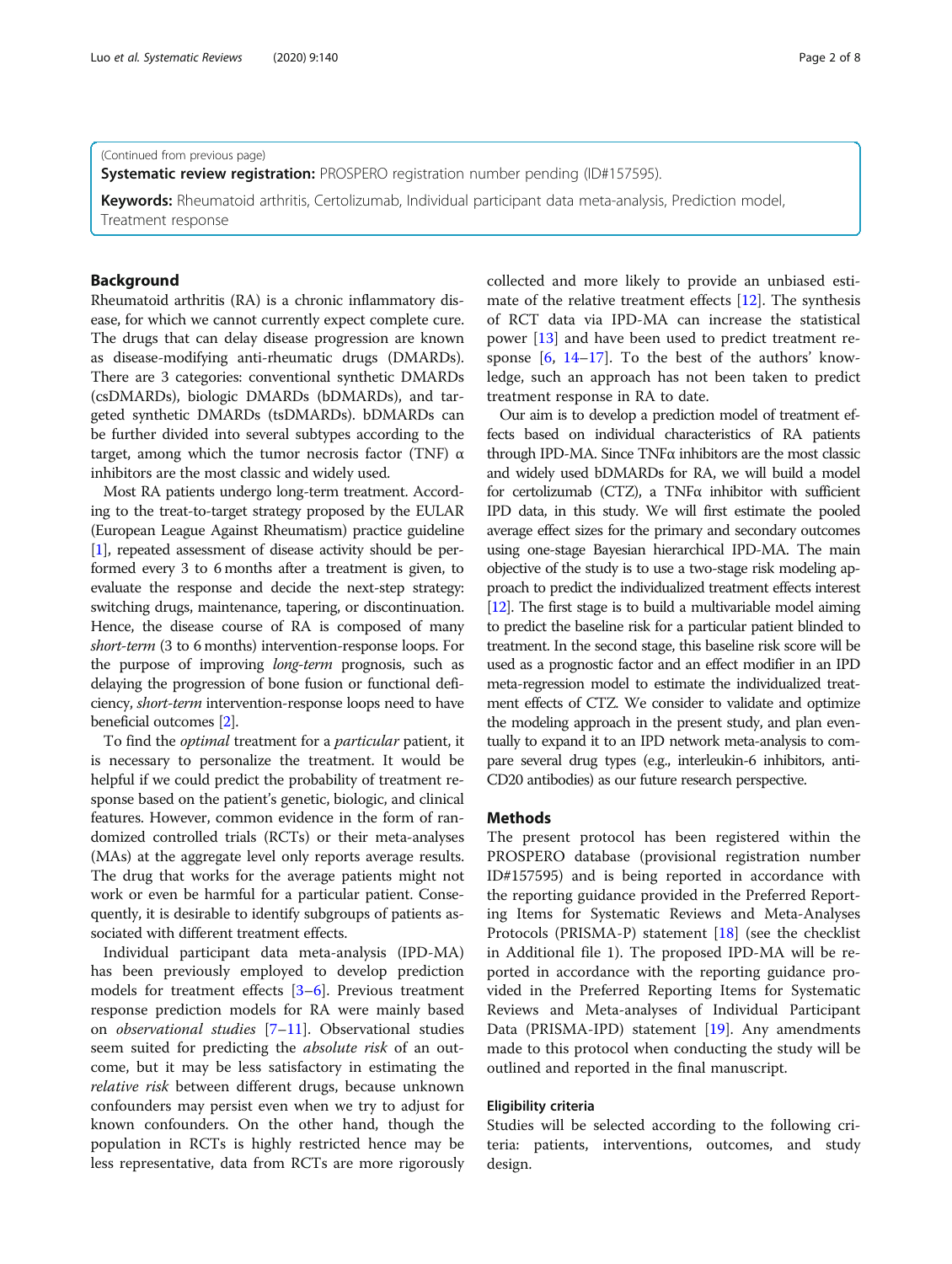(Continued from previous page)

**Systematic review registration:** PROSPERO registration number pending (ID#157595).

**Keywords:** Rheumatoid arthritis, Certolizumab, Individual participant data meta-analysis, Prediction model, Treatment response

## Background

Rheumatoid arthritis (RA) is a chronic inflammatory disease, for which we cannot currently expect complete cure. The drugs that can delay disease progression are known as disease-modifying anti-rheumatic drugs (DMARDs). There are 3 categories: conventional synthetic DMARDs (csDMARDs), biologic DMARDs (bDMARDs), and targeted synthetic DMARDs (tsDMARDs). bDMARDs can be further divided into several subtypes according to the target, among which the tumor necrosis factor (TNF) α inhibitors are the most classic and widely used.

Most RA patients undergo long-term treatment. According to the treat-to-target strategy proposed by the EULAR (European League Against Rheumatism) practice guideline [1], repeated assessment of disease activity should be performed every 3 to 6 months after a treatment is given, to evaluate the response and decide the next-step strategy: switching drugs, maintenance, tapering, or discontinuation. Hence, the disease course of RA is composed of many *short-term* (3 to 6 months) intervention-response loops. For the purpose of improving *long-term* prognosis, such as delaying the progression of bone fusion or functional deficiency, *short-term* intervention-response loops need to have beneficial outcomes [2].

To find the *optimal* treatment for a *particular* patient, it is necessary to personalize the treatment. It would be helpful if we could predict the probability of treatment response based on the patient's genetic, biologic, and clinical features. However, common evidence in the form of randomized controlled trials (RCTs) or their meta-analyses (MAs) at the aggregate level only reports average results. The drug that works for the average patients might not work or even be harmful for a particular patient. Consequently, it is desirable to identify subgroups of patients associated with different treatment effects.

Individual participant data meta-analysis (IPD-MA) has been previously employed to develop prediction models for treatment effects [3–6]. Previous treatment response prediction models for RA were mainly based on *observational studies* [7–11]. Observational studies seem suited for predicting the *absolute risk* of an outcome, but it may be less satisfactory in estimating the *relative risk* between different drugs, because unknown confounders may persist even when we try to adjust for known confounders. On the other hand, though the population in RCTs is highly restricted hence may be less representative, data from RCTs are more rigorously collected and more likely to provide an unbiased estimate of the relative treatment effects [12]. The synthesis of RCT data via IPD-MA can increase the statistical power [13] and have been used to predict treatment response [6, 14–17]. To the best of the authors' knowledge, such an approach has not been taken to predict treatment response in RA to date.

Our aim is to develop a prediction model of treatment effects based on individual characteristics of RA patients through IPD-MA. Since TNFα inhibitors are the most classic and widely used bDMARDs for RA, we will build a model for certolizumab (CTZ), a TNFα inhibitor with sufficient IPD data, in this study. We will first estimate the pooled average effect sizes for the primary and secondary outcomes using one-stage Bayesian hierarchical IPD-MA. The main objective of the study is to use a two-stage risk modeling approach to predict the individualized treatment effects interest [12]. The first stage is to build a multivariable model aiming to predict the baseline risk for a particular patient blinded to treatment. In the second stage, this baseline risk score will be used as a prognostic factor and an effect modifier in an IPD meta-regression model to estimate the individualized treatment effects of CTZ. We consider to validate and optimize the modeling approach in the present study, and plan eventually to expand it to an IPD network meta-analysis to compare several drug types (e.g., interleukin-6 inhibitors, anti-CD20 antibodies) as our future research perspective.

## Methods

The present protocol has been registered within the PROSPERO database (provisional registration number ID#157595) and is being reported in accordance with the reporting guidance provided in the Preferred Reporting Items for Systematic Reviews and Meta-Analyses Protocols (PRISMA-P) statement [18] (see the checklist in Additional file 1). The proposed IPD-MA will be reported in accordance with the reporting guidance provided in the Preferred Reporting Items for Systematic Reviews and Meta-analyses of Individual Participant Data (PRISMA-IPD) statement [19]. Any amendments made to this protocol when conducting the study will be outlined and reported in the final manuscript.

### Eligibility criteria

Studies will be selected according to the following criteria: patients, interventions, outcomes, and study design.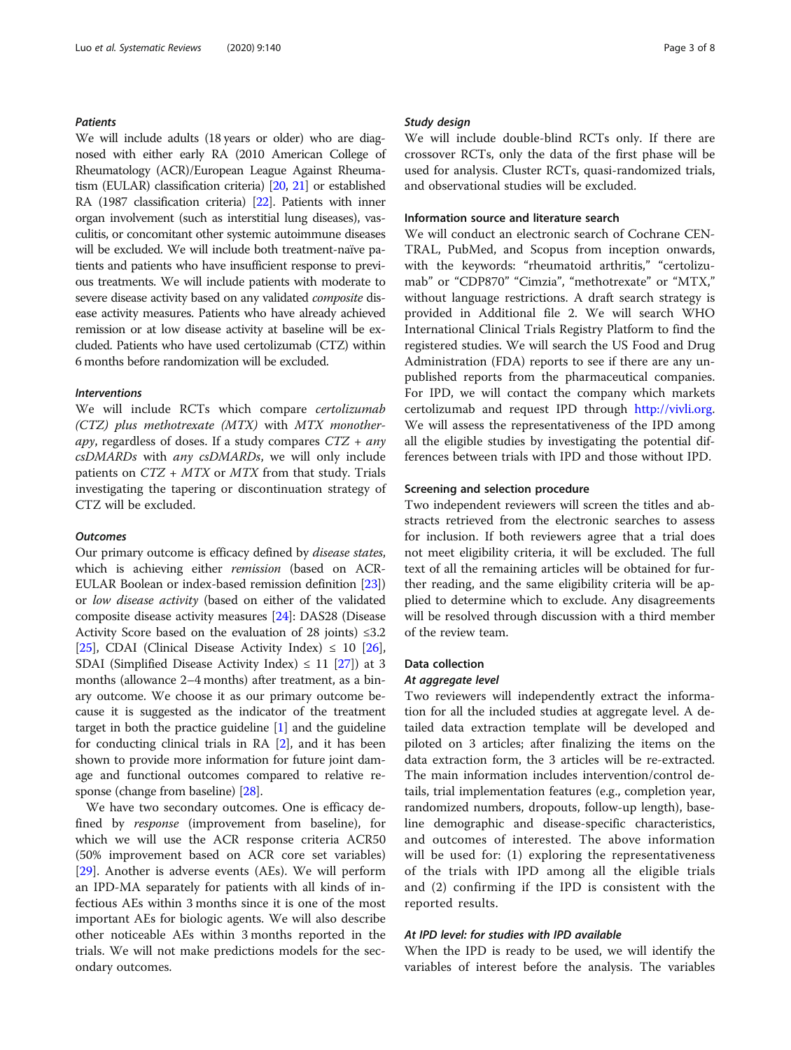#### *Patients*

We will include adults (18 years or older) who are diagnosed with either early RA (2010 American College of Rheumatology (ACR)/European League Against Rheumatism (EULAR) classification criteria) [20, 21] or established RA (1987 classification criteria) [22]. Patients with inner organ involvement (such as interstitial lung diseases), vasculitis, or concomitant other systemic autoimmune diseases will be excluded. We will include both treatment-naïve patients and patients who have insufficient response to previous treatments. We will include patients with moderate to severe disease activity based on any validated *composite* disease activity measures. Patients who have already achieved remission or at low disease activity at baseline will be excluded. Patients who have used certolizumab (CTZ) within 6 months before randomization will be excluded.

#### *Interventions*

We will include RCTs which compare *certolizumab (CTZ) plus methotrexate (MTX)* with *MTX monotherapy*, regardless of doses. If a study compares *CTZ + any csDMARDs* with *any csDMARDs*, we will only include patients on *CTZ + MTX* or *MTX* from that study. Trials investigating the tapering or discontinuation strategy of CTZ will be excluded.

#### *Outcomes*

Our primary outcome is efficacy defined by *disease states*, which is achieving either *remission* (based on ACR-EULAR Boolean or index-based remission definition [23]) or *low disease activity* (based on either of the validated composite disease activity measures [24]: DAS28 (Disease Activity Score based on the evaluation of 28 joints) ≤3.2 [25], CDAI (Clinical Disease Activity Index) ≤ 10 [26], SDAI (Simplified Disease Activity Index) ≤ 11 [27]) at 3 months (allowance 2–4 months) after treatment, as a binary outcome. We choose it as our primary outcome because it is suggested as the indicator of the treatment target in both the practice guideline [1] and the guideline for conducting clinical trials in RA [2], and it has been shown to provide more information for future joint damage and functional outcomes compared to relative response (change from baseline) [28].

We have two secondary outcomes. One is efficacy defined by *response* (improvement from baseline), for which we will use the ACR response criteria ACR50 (50% improvement based on ACR core set variables) [29]. Another is adverse events (AEs). We will perform an IPD-MA separately for patients with all kinds of infectious AEs within 3 months since it is one of the most important AEs for biologic agents. We will also describe other noticeable AEs within 3 months reported in the trials. We will not make predictions models for the secondary outcomes.

#### *Study design*

We will include double-blind RCTs only. If there are crossover RCTs, only the data of the first phase will be used for analysis. Cluster RCTs, quasi-randomized trials, and observational studies will be excluded.

### Information source and literature search

We will conduct an electronic search of Cochrane CENTRAL, PubMed, and Scopus from inception onwards, with the keywords: "rheumatoid arthritis," "certolizumab" or "CDP870" "Cimzia", "methotrexate" or "MTX," without language restrictions. A draft search strategy is provided in Additional file 2. We will search WHO International Clinical Trials Registry Platform to find the registered studies. We will search the US Food and Drug Administration (FDA) reports to see if there are any unpublished reports from the pharmaceutical companies. For IPD, we will contact the company which markets certolizumab and request IPD through http://vivli.org. We will assess the representativeness of the IPD among all the eligible studies by investigating the potential differences between trials with IPD and those without IPD.

### Screening and selection procedure

Two independent reviewers will screen the titles and abstracts retrieved from the electronic searches to assess for inclusion. If both reviewers agree that a trial does not meet eligibility criteria, it will be excluded. The full text of all the remaining articles will be obtained for further reading, and the same eligibility criteria will be applied to determine which to exclude. Any disagreements will be resolved through discussion with a third member of the review team.

### Data collection

#### *At aggregate level*

Two reviewers will independently extract the information for all the included studies at aggregate level. A detailed data extraction template will be developed and piloted on 3 articles; after finalizing the items on the data extraction form, the 3 articles will be re-extracted. The main information includes intervention/control details, trial implementation features (e.g., completion year, randomized numbers, dropouts, follow-up length), baseline demographic and disease-specific characteristics, and outcomes of interested. The above information will be used for: (1) exploring the representativeness of the trials with IPD among all the eligible trials and (2) confirming if the IPD is consistent with the reported results.

#### *At IPD level: for studies with IPD available*

When the IPD is ready to be used, we will identify the variables of interest before the analysis. The variables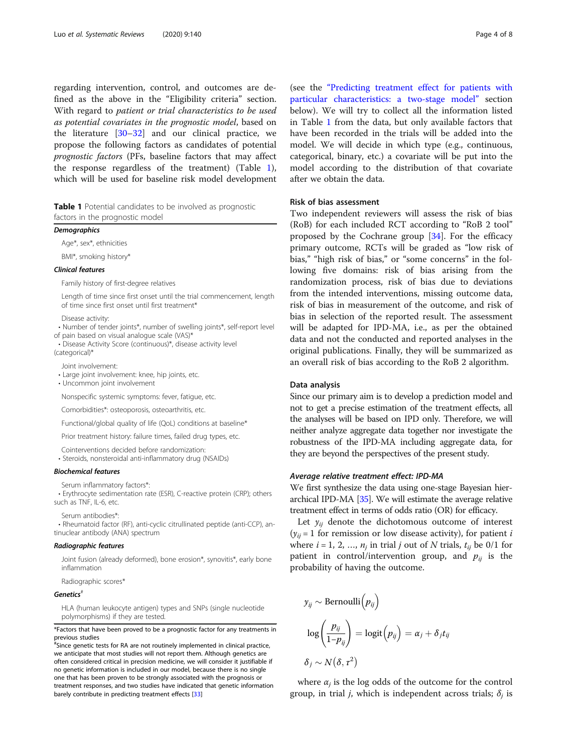regarding intervention, control, and outcomes are defined as the above in the "Eligibility criteria" section. With regard to *patient or trial characteristics to be used as potential covariates in the prognostic model*, based on the literature [30–32] and our clinical practice, we propose the following factors as candidates of potential *prognostic factors* (PFs, baseline factors that may affect the response regardless of the treatment) (Table 1), which will be used for baseline risk model development

**Table 1** Potential candidates to be involved as prognostic factors in the prognostic model

| |
|---|
| ***Demographics*** |
| Age*, sex*, ethnicities |
| BMI*, smoking history* |
| ***Clinical features*** |
| Family history of first-degree relatives |
| Length of time since first onset until the trial commencement, length of time since first onset until first treatment* |
| Disease activity:<br>• Number of tender joints*, number of swelling joints*, self-report level of pain based on visual analogue scale (VAS)*<br>• Disease Activity Score (continuous)*, disease activity level (categorical)* |
| Joint involvement:<br>• Large joint involvement: knee, hip joints, etc.<br>• Uncommon joint involvement |
| Nonspecific systemic symptoms: fever, fatigue, etc. |
| Comorbidities*: osteoporosis, osteoarthritis, etc. |
| Functional/global quality of life (QoL) conditions at baseline* |
| Prior treatment history: failure times, failed drug types, etc. |
| Cointerventions decided before randomization:<br>• Steroids, nonsteroidal anti-inflammatory drug (NSAIDs) |
| ***Biochemical features*** |
| Serum inflammatory factors*:<br>• Erythrocyte sedimentation rate (ESR), C-reactive protein (CRP); others such as TNF, IL-6, etc. |
| Serum antibodies*:<br>• Rheumatoid factor (RF), anti-cyclic citrullinated peptide (anti-CCP), antinuclear antibody (ANA) spectrum |
| ***Radiographic features*** |
| Joint fusion (already deformed), bone erosion*, synovitis*, early bone inflammation |
| Radiographic scores* |
| ***Genetics***[#] |
| HLA (human leukocyte antigen) types and SNPs (single nucleotide polymorphisms) if they are tested. |

*Factors that have been proved to be a prognostic factor for any treatments in previous studies

[#]Since genetic tests for RA are not routinely implemented in clinical practice, we anticipate that most studies will not report them. Although genetics are often considered critical in precision medicine, we will consider it justifiable if no genetic information is included in our model, because there is no single one that has been proven to be strongly associated with the prognosis or treatment responses, and two studies have indicated that genetic information barely contribute in predicting treatment effects [33]

(see the "Predicting treatment effect for patients with particular characteristics: a two-stage model" section below). We will try to collect all the information listed in Table 1 from the data, but only available factors that have been recorded in the trials will be added into the model. We will decide in which type (e.g., continuous, categorical, binary, etc.) a covariate will be put into the model according to the distribution of that covariate after we obtain the data.

### Risk of bias assessment

Two independent reviewers will assess the risk of bias (RoB) for each included RCT according to "RoB 2 tool" proposed by the Cochrane group [34]. For the efficacy primary outcome, RCTs will be graded as "low risk of bias," "high risk of bias," or "some concerns" in the following five domains: risk of bias arising from the randomization process, risk of bias due to deviations from the intended interventions, missing outcome data, risk of bias in measurement of the outcome, and risk of bias in selection of the reported result. The assessment will be adapted for IPD-MA, i.e., as per the obtained data and not the conducted and reported analyses in the original publications. Finally, they will be summarized as an overall risk of bias according to the RoB 2 algorithm.

### Data analysis

Since our primary aim is to develop a prediction model and not to get a precise estimation of the treatment effects, all the analyses will be based on IPD only. Therefore, we will neither analyze aggregate data together nor investigate the robustness of the IPD-MA including aggregate data, for they are beyond the perspectives of the present study.

#### *Average relative treatment effect: IPD-MA*

We first synthesize the data using one-stage Bayesian hierarchical IPD-MA [35]. We will estimate the average relative treatment effect in terms of odds ratio (OR) for efficacy.

Let $y_{ij}$ denote the dichotomous outcome of interest ($y_{ij} = 1$ for remission or low disease activity), for patient $i$ where $i = 1, 2, \ldots, n_j$ in trial $j$ out of $N$ trials, $t_{ij}$ be 0/1 for patient in control/intervention group, and $p_{ij}$ is the probability of having the outcome.

$$y_{ij} \sim \text{Bernoulli}\left(p_{ij}\right)$$

$$\log\left(\frac{p_{ij}}{1-p_{ij}}\right) = \text{logit}\left(p_{ij}\right) = \alpha_j + \delta_j t_{ij}$$

$$\delta_j \sim N\left(\delta, \tau^2\right)$$

where $\alpha_j$ is the log odds of the outcome for the control group, in trial $j$, which is independent across trials; $\delta_j$ is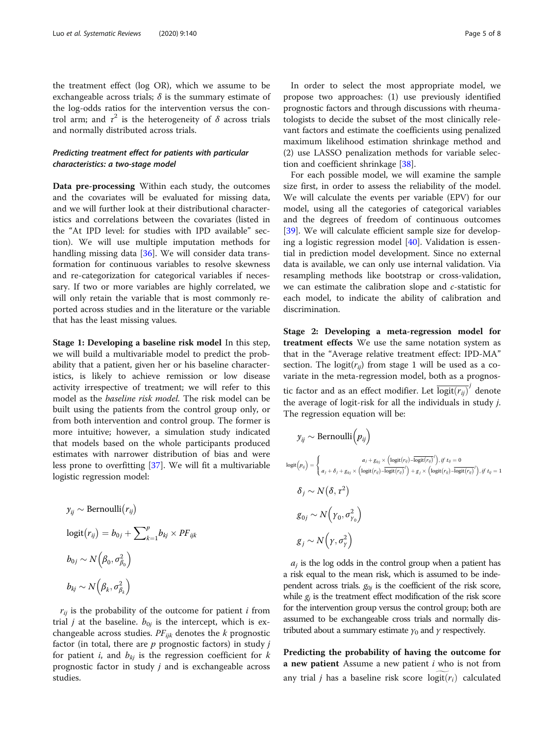the treatment effect (log OR), which we assume to be exchangeable across trials; $\delta$ is the summary estimate of the log-odds ratios for the intervention versus the control arm; and $\tau^2$ is the heterogeneity of $\delta$ across trials and normally distributed across trials.

### *Predicting treatment effect for patients with particular characteristics: a two-stage model*

**Data pre-processing** Within each study, the outcomes and the covariates will be evaluated for missing data, and we will further look at their distributional characteristics and correlations between the covariates (listed in the "At IPD level: for studies with IPD available" section). We will use multiple imputation methods for handling missing data [36]. We will consider data transformation for continuous variables to resolve skewness and re-categorization for categorical variables if necessary. If two or more variables are highly correlated, we will only retain the variable that is most commonly reported across studies and in the literature or the variable that has the least missing values.

**Stage 1: Developing a baseline risk model** In this step, we will build a multivariable model to predict the probability that a patient, given her or his baseline characteristics, is likely to achieve remission or low disease activity irrespective of treatment; we will refer to this model as the *baseline risk model.* The risk model can be built using the patients from the control group only, or from both intervention and control group. The former is more intuitive; however, a simulation study indicated that models based on the whole participants produced estimates with narrower distribution of bias and were less prone to overfitting [37]. We will fit a multivariable logistic regression model:

$$y_{ij} \sim \text{Bernoulli}(r_{ij})$$

$$\text{logit}(r_{ij}) = b_{0j} + \sum\nolimits_{k=1}^{p} b_{kj} \times PF_{ijk}$$

$$b_{0j} \sim N\left(\beta_0, \sigma^2_{\beta_0}\right)$$

$$b_{kj} \sim N\left(\beta_k, \sigma^2_{\beta_k}\right)$$

$r_{ij}$ is the probability of the outcome for patient $i$ from trial $j$ at the baseline. $b_{0j}$ is the intercept, which is exchangeable across studies. $PF_{ijk}$ denotes the $k$ prognostic factor (in total, there are $p$ prognostic factors) in study $j$ for patient $i$, and $b_{kj}$ is the regression coefficient for $k$ prognostic factor in study $j$ and is exchangeable across studies.

In order to select the most appropriate model, we propose two approaches: (1) use previously identified prognostic factors and through discussions with rheumatologists to decide the subset of the most clinically relevant factors and estimate the coefficients using penalized maximum likelihood estimation shrinkage method and (2) use LASSO penalization methods for variable selection and coefficient shrinkage [38].

For each possible model, we will examine the sample size first, in order to assess the reliability of the model. We will calculate the events per variable (EPV) for our model, using all the categories of categorical variables and the degrees of freedom of continuous outcomes [39]. We will calculate efficient sample size for developing a logistic regression model [40]. Validation is essential in prediction model development. Since no external data is available, we can only use internal validation. Via resampling methods like bootstrap or cross-validation, we can estimate the calibration slope and $c$-statistic for each model, to indicate the ability of calibration and discrimination.

**Stage 2: Developing a meta-regression model for treatment effects** We use the same notation system as that in the "Average relative treatment effect: IPD-MA" section. The $\text{logit}(r_{ij})$ from stage 1 will be used as a covariate in the meta-regression model, both as a prognostic factor and as an effect modifier. Let $\overline{\text{logit}(r_{ij})}^{j}$ denote the average of logit-risk for all the individuals in study $j$. The regression equation will be:

$$y_{ij} \sim \text{Bernoulli}\left(p_{ij}\right)$$

$$\text{logit}\left(p_{ij}\right) = \begin{cases} a_j + g_{0j} \times \left(\text{logit}(r_{ij}) - \overline{\text{logit}(r_{ij})}^{j}\right), & \text{if } t_{ij} = 0 \\ a_j + \delta_j + g_{0j} \times \left(\text{logit}(r_{ij}) - \overline{\text{logit}(r_{ij})}^{j}\right) + g_j \times \left(\text{logit}(r_{ij}) - \overline{\text{logit}(r_{ij})}^{j}\right), & \text{if } t_{ij} = 1 \end{cases}$$

$$\delta_j \sim N\left(\delta, \tau^2\right)$$

$$g_{0j} \sim N\left(\gamma_0, \sigma^2_{\gamma_0}\right)$$

$$g_j \sim N\left(\gamma, \sigma^2_{\gamma}\right)$$

$a_j$ is the log odds in the control group when a patient has a risk equal to the mean risk, which is assumed to be independent across trials. $g_{0j}$ is the coefficient of the risk score, while $g_j$ is the treatment effect modification of the risk score for the intervention group versus the control group; both are assumed to be exchangeable cross trials and normally distributed about a summary estimate $\gamma_0$ and $\gamma$ respectively.

**Predicting the probability of having the outcome for a new patient** Assume a new patient $i$ who is not from any trial $j$ has a baseline risk score $\widetilde{\text{logit}(r_i)}$ calculated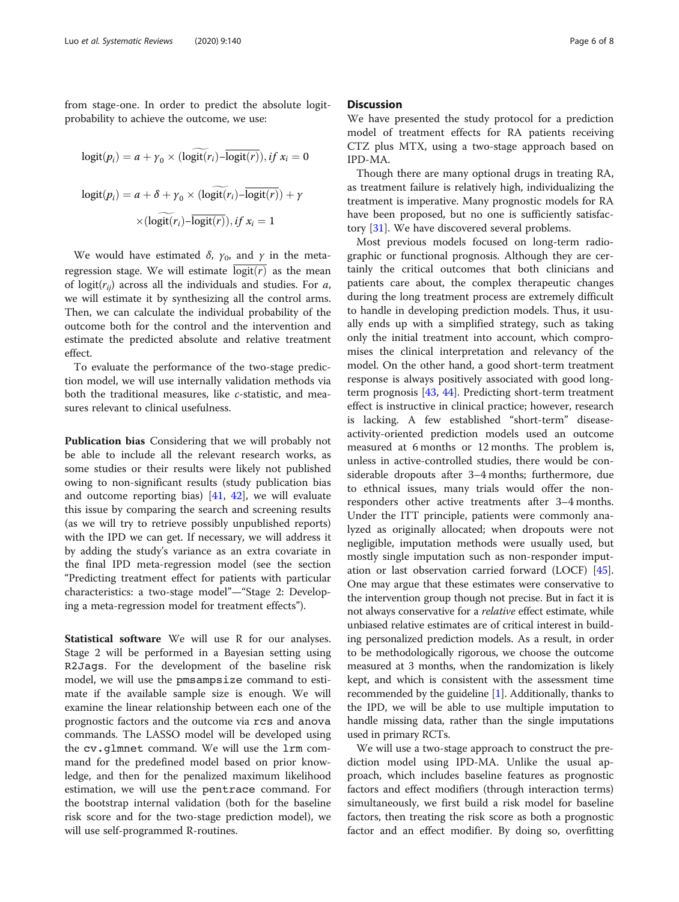from stage-one. In order to predict the absolute logit-probability to achieve the outcome, we use:

$$\text{logit}(p_i) = a + \gamma_0 \times (\widetilde{\text{logit}(r_i)} - \overline{\text{logit}(r)}), \text{ if } x_i = 0$$

$$\text{logit}(p_i) = a + \delta + \gamma_0 \times (\widetilde{\text{logit}(r_i)} - \overline{\text{logit}(r)}) + \gamma \times (\widetilde{\text{logit}(r_i)} - \overline{\text{logit}(r)}), \text{ if } x_i = 1$$

We would have estimated $\delta$, $\gamma_0$, and $\gamma$ in the meta-regression stage. We will estimate $\overline{\text{logit}(r)}$ as the mean of $\text{logit}(r_{ij})$ across all the individuals and studies. For $a$, we will estimate it by synthesizing all the control arms. Then, we can calculate the individual probability of the outcome both for the control and the intervention and estimate the predicted absolute and relative treatment effect.

To evaluate the performance of the two-stage prediction model, we will use internally validation methods via both the traditional measures, like *c*-statistic, and measures relevant to clinical usefulness.

**Publication bias** Considering that we will probably not be able to include all the relevant research works, as some studies or their results were likely not published owing to non-significant results (study publication bias and outcome reporting bias) [41, 42], we will evaluate this issue by comparing the search and screening results (as we will try to retrieve possibly unpublished reports) with the IPD we can get. If necessary, we will address it by adding the study's variance as an extra covariate in the final IPD meta-regression model (see the section "Predicting treatment effect for patients with particular characteristics: a two-stage model"—"Stage 2: Developing a meta-regression model for treatment effects").

**Statistical software** We will use R for our analyses. Stage 2 will be performed in a Bayesian setting using `R2Jags`. For the development of the baseline risk model, we will use the `pmsampsize` command to estimate if the available sample size is enough. We will examine the linear relationship between each one of the prognostic factors and the outcome via `rcs` and `anova` commands. The LASSO model will be developed using the `cv.glmnet` command. We will use the `lrm` command for the predefined model based on prior knowledge, and then for the penalized maximum likelihood estimation, we will use the `pentrace` command. For the bootstrap internal validation (both for the baseline risk score and for the two-stage prediction model), we will use self-programmed R-routines.

## Discussion

We have presented the study protocol for a prediction model of treatment effects for RA patients receiving CTZ plus MTX, using a two-stage approach based on IPD-MA.

Though there are many optional drugs in treating RA, as treatment failure is relatively high, individualizing the treatment is imperative. Many prognostic models for RA have been proposed, but no one is sufficiently satisfactory [31]. We have discovered several problems.

Most previous models focused on long-term radiographic or functional prognosis. Although they are certainly the critical outcomes that both clinicians and patients care about, the complex therapeutic changes during the long treatment process are extremely difficult to handle in developing prediction models. Thus, it usually ends up with a simplified strategy, such as taking only the initial treatment into account, which compromises the clinical interpretation and relevancy of the model. On the other hand, a good short-term treatment response is always positively associated with good long-term prognosis [43, 44]. Predicting short-term treatment effect is instructive in clinical practice; however, research is lacking. A few established "short-term" disease-activity-oriented prediction models used an outcome measured at 6 months or 12 months. The problem is, unless in active-controlled studies, there would be considerable dropouts after 3–4 months; furthermore, due to ethnical issues, many trials would offer the non-responders other active treatments after 3–4 months. Under the ITT principle, patients were commonly analyzed as originally allocated; when dropouts were not negligible, imputation methods were usually used, but mostly single imputation such as non-responder imputation or last observation carried forward (LOCF) [45]. One may argue that these estimates were conservative to the intervention group though not precise. But in fact it is not always conservative for a *relative* effect estimate, while unbiased relative estimates are of critical interest in building personalized prediction models. As a result, in order to be methodologically rigorous, we choose the outcome measured at 3 months, when the randomization is likely kept, and which is consistent with the assessment time recommended by the guideline [1]. Additionally, thanks to the IPD, we will be able to use multiple imputation to handle missing data, rather than the single imputations used in primary RCTs.

We will use a two-stage approach to construct the prediction model using IPD-MA. Unlike the usual approach, which includes baseline features as prognostic factors and effect modifiers (through interaction terms) simultaneously, we first build a risk model for baseline factors, then treating the risk score as both a prognostic factor and an effect modifier. By doing so, overfitting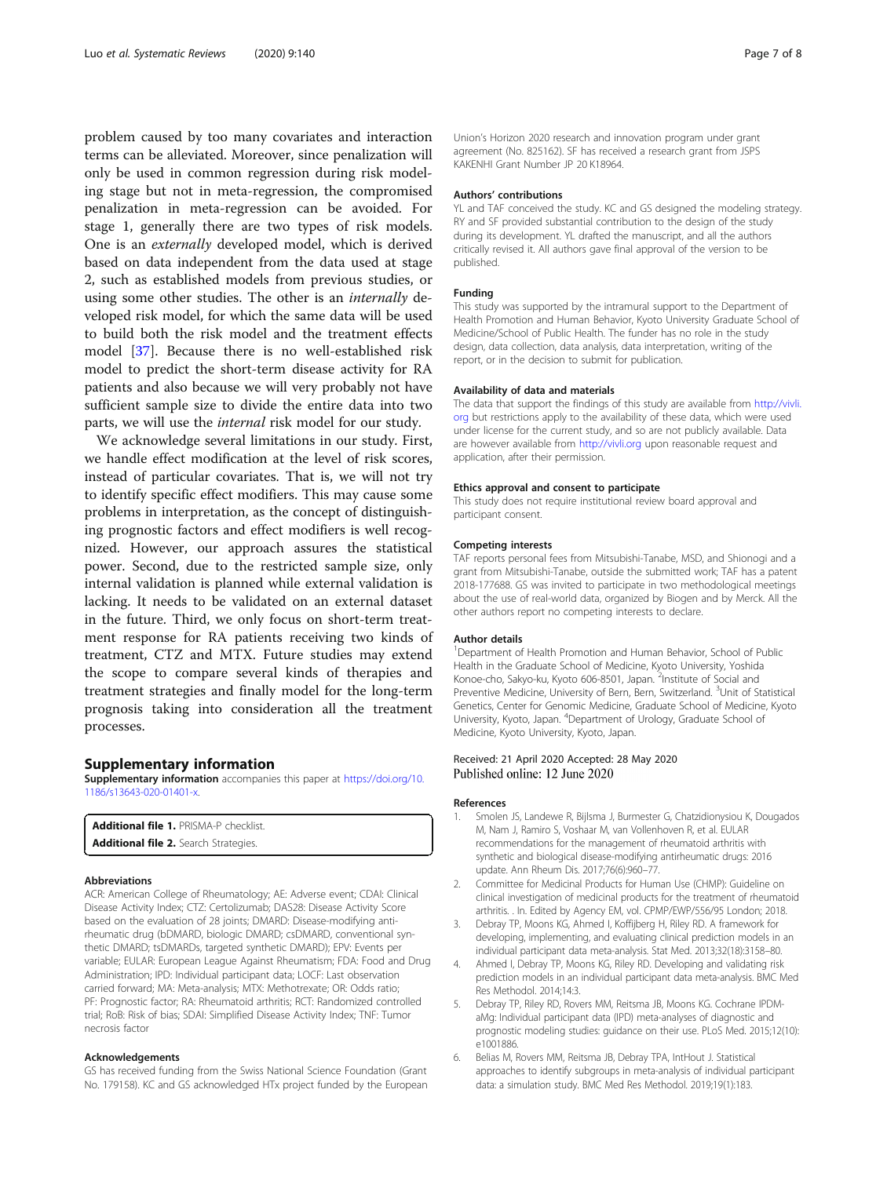problem caused by too many covariates and interaction terms can be alleviated. Moreover, since penalization will only be used in common regression during risk modeling stage but not in meta-regression, the compromised penalization in meta-regression can be avoided. For stage 1, generally there are two types of risk models. One is an *externally* developed model, which is derived based on data independent from the data used at stage 2, such as established models from previous studies, or using some other studies. The other is an *internally* developed risk model, for which the same data will be used to build both the risk model and the treatment effects model [37]. Because there is no well-established risk model to predict the short-term disease activity for RA patients and also because we will very probably not have sufficient sample size to divide the entire data into two parts, we will use the *internal* risk model for our study.

We acknowledge several limitations in our study. First, we handle effect modification at the level of risk scores, instead of particular covariates. That is, we will not try to identify specific effect modifiers. This may cause some problems in interpretation, as the concept of distinguishing prognostic factors and effect modifiers is well recognized. However, our approach assures the statistical power. Second, due to the restricted sample size, only internal validation is planned while external validation is lacking. It needs to be validated on an external dataset in the future. Third, we only focus on short-term treatment response for RA patients receiving two kinds of treatment, CTZ and MTX. Future studies may extend the scope to compare several kinds of therapies and treatment strategies and finally model for the long-term prognosis taking into consideration all the treatment processes.

## Supplementary information

**Supplementary information** accompanies this paper at https://doi.org/10.1186/s13643-020-01401-x.

**Additional file 1.** PRISMA-P checklist.
**Additional file 2.** Search Strategies.

#### Abbreviations

ACR: American College of Rheumatology; AE: Adverse event; CDAI: Clinical Disease Activity Index; CTZ: Certolizumab; DAS28: Disease Activity Score based on the evaluation of 28 joints; DMARD: Disease-modifying antirheumatic drug (bDMARD, biologic DMARD; csDMARD, conventional synthetic DMARD; tsDMARDs, targeted synthetic DMARD); EPV: Events per variable; EULAR: European League Against Rheumatism; FDA: Food and Drug Administration; IPD: Individual participant data; LOCF: Last observation carried forward; MA: Meta-analysis; MTX: Methotrexate; OR: Odds ratio; PF: Prognostic factor; RA: Rheumatoid arthritis; RCT: Randomized controlled trial; RoB: Risk of bias; SDAI: Simplified Disease Activity Index; TNF: Tumor necrosis factor

#### Acknowledgements

GS has received funding from the Swiss National Science Foundation (Grant No. 179158). KC and GS acknowledged HTx project funded by the European Union's Horizon 2020 research and innovation program under grant agreement (No. 825162). SF has received a research grant from JSPS KAKENHI Grant Number JP 20 K18964.

#### Authors' contributions

YL and TAF conceived the study. KC and GS designed the modeling strategy. RY and SF provided substantial contribution to the design of the study during its development. YL drafted the manuscript, and all the authors critically revised it. All authors gave final approval of the version to be published.

#### Funding

This study was supported by the intramural support to the Department of Health Promotion and Human Behavior, Kyoto University Graduate School of Medicine/School of Public Health. The funder has no role in the study design, data collection, data analysis, data interpretation, writing of the report, or in the decision to submit for publication.

#### Availability of data and materials

The data that support the findings of this study are available from http://vivli.org but restrictions apply to the availability of these data, which were used under license for the current study, and so are not publicly available. Data are however available from http://vivli.org upon reasonable request and application, after their permission.

#### Ethics approval and consent to participate

This study does not require institutional review board approval and participant consent.

#### Competing interests

TAF reports personal fees from Mitsubishi-Tanabe, MSD, and Shionogi and a grant from Mitsubishi-Tanabe, outside the submitted work; TAF has a patent 2018-177688. GS was invited to participate in two methodological meetings about the use of real-world data, organized by Biogen and by Merck. All the other authors report no competing interests to declare.

#### Author details

[1]Department of Health Promotion and Human Behavior, School of Public Health in the Graduate School of Medicine, Kyoto University, Yoshida Konoe-cho, Sakyo-ku, Kyoto 606-8501, Japan. [2]Institute of Social and Preventive Medicine, University of Bern, Bern, Switzerland. [3]Unit of Statistical Genetics, Center for Genomic Medicine, Graduate School of Medicine, Kyoto University, Kyoto, Japan. [4]Department of Urology, Graduate School of Medicine, Kyoto University, Kyoto, Japan.

Received: 21 April 2020 Accepted: 28 May 2020
Published online: 12 June 2020

#### References

1. Smolen JS, Landewe R, Bijlsma J, Burmester G, Chatzidionysiou K, Dougados M, Nam J, Ramiro S, Voshaar M, van Vollenhoven R, et al. EULAR recommendations for the management of rheumatoid arthritis with synthetic and biological disease-modifying antirheumatic drugs: 2016 update. Ann Rheum Dis. 2017;76(6):960–77.
2. Committee for Medicinal Products for Human Use (CHMP): Guideline on clinical investigation of medicinal products for the treatment of rheumatoid arthritis. . In. Edited by Agency EM, vol. CPMP/EWP/556/95 London; 2018.
3. Debray TP, Moons KG, Ahmed I, Koffijberg H, Riley RD. A framework for developing, implementing, and evaluating clinical prediction models in an individual participant data meta-analysis. Stat Med. 2013;32(18):3158–80.
4. Ahmed I, Debray TP, Moons KG, Riley RD. Developing and validating risk prediction models in an individual participant data meta-analysis. BMC Med Res Methodol. 2014;14:3.
5. Debray TP, Riley RD, Rovers MM, Reitsma JB, Moons KG. Cochrane IPDMA-aMg: Individual participant data (IPD) meta-analyses of diagnostic and prognostic modeling studies: guidance on their use. PLoS Med. 2015;12(10):e1001886.
6. Belias M, Rovers MM, Reitsma JB, Debray TPA, IntHout J. Statistical approaches to identify subgroups in meta-analysis of individual participant data: a simulation study. BMC Med Res Methodol. 2019;19(1):183.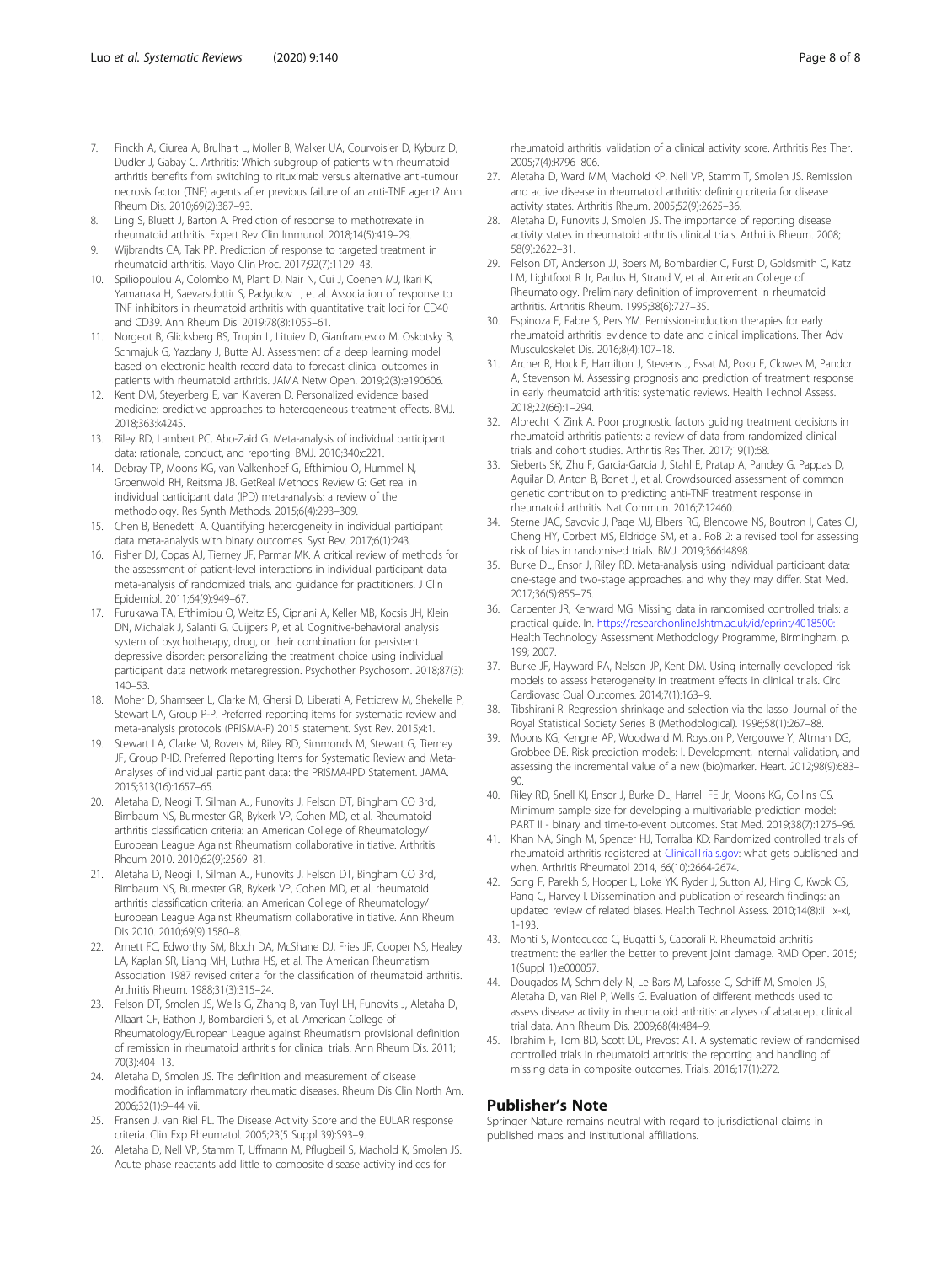7. Finckh A, Ciurea A, Brulhart L, Moller B, Walker UA, Courvoisier D, Kyburz D, Dudler J, Gabay C. Arthritis: Which subgroup of patients with rheumatoid arthritis benefits from switching to rituximab versus alternative anti-tumour necrosis factor (TNF) agents after previous failure of an anti-TNF agent? Ann Rheum Dis. 2010;69(2):387–93.
8. Ling S, Bluett J, Barton A. Prediction of response to methotrexate in rheumatoid arthritis. Expert Rev Clin Immunol. 2018;14(5):419–29.
9. Wijbrandts CA, Tak PP. Prediction of response to targeted treatment in rheumatoid arthritis. Mayo Clin Proc. 2017;92(7):1129–43.
10. Spiliopoulou A, Colombo M, Plant D, Nair N, Cui J, Coenen MJ, Ikari K, Yamanaka H, Saevarsdottir S, Padyukov L, et al. Association of response to TNF inhibitors in rheumatoid arthritis with quantitative trait loci for CD40 and CD39. Ann Rheum Dis. 2019;78(8):1055–61.
11. Norgeot B, Glicksberg BS, Trupin L, Lituiev D, Gianfrancesco M, Oskotsky B, Schmajuk G, Yazdany J, Butte AJ. Assessment of a deep learning model based on electronic health record data to forecast clinical outcomes in patients with rheumatoid arthritis. JAMA Netw Open. 2019;2(3):e190606.
12. Kent DM, Steyerberg E, van Klaveren D. Personalized evidence based medicine: predictive approaches to heterogeneous treatment effects. BMJ. 2018;363:k4245.
13. Riley RD, Lambert PC, Abo-Zaid G. Meta-analysis of individual participant data: rationale, conduct, and reporting. BMJ. 2010;340:c221.
14. Debray TP, Moons KG, van Valkenhoef G, Efthimiou O, Hummel N, Groenwold RH, Reitsma JB. GetReal Methods Review G: Get real in individual participant data (IPD) meta-analysis: a review of the methodology. Res Synth Methods. 2015;6(4):293–309.
15. Chen B, Benedetti A. Quantifying heterogeneity in individual participant data meta-analysis with binary outcomes. Syst Rev. 2017;6(1):243.
16. Fisher DJ, Copas AJ, Tierney JF, Parmar MK. A critical review of methods for the assessment of patient-level interactions in individual participant data meta-analysis of randomized trials, and guidance for practitioners. J Clin Epidemiol. 2011;64(9):949–67.
17. Furukawa TA, Efthimiou O, Weitz ES, Cipriani A, Keller MB, Kocsis JH, Klein DN, Michalak J, Salanti G, Cuijpers P, et al. Cognitive-behavioral analysis system of psychotherapy, drug, or their combination for persistent depressive disorder: personalizing the treatment choice using individual participant data network metaregression. Psychother Psychosom. 2018;87(3):140–53.
18. Moher D, Shamseer L, Clarke M, Ghersi D, Liberati A, Petticrew M, Shekelle P, Stewart LA, Group P-P. Preferred reporting items for systematic review and meta-analysis protocols (PRISMA-P) 2015 statement. Syst Rev. 2015;4:1.
19. Stewart LA, Clarke M, Rovers M, Riley RD, Simmonds M, Stewart G, Tierney JF, Group P-ID. Preferred Reporting Items for Systematic Review and Meta-Analyses of individual participant data: the PRISMA-IPD Statement. JAMA. 2015;313(16):1657–65.
20. Aletaha D, Neogi T, Silman AJ, Funovits J, Felson DT, Bingham CO 3rd, Birnbaum NS, Burmester GR, Bykerk VP, Cohen MD, et al. Rheumatoid arthritis classification criteria: an American College of Rheumatology/European League Against Rheumatism collaborative initiative. Arthritis Rheum 2010. 2010;62(9):2569–81.
21. Aletaha D, Neogi T, Silman AJ, Funovits J, Felson DT, Bingham CO 3rd, Birnbaum NS, Burmester GR, Bykerk VP, Cohen MD, et al. rheumatoid arthritis classification criteria: an American College of Rheumatology/European League Against Rheumatism collaborative initiative. Ann Rheum Dis 2010. 2010;69(9):1580–8.
22. Arnett FC, Edworthy SM, Bloch DA, McShane DJ, Fries JF, Cooper NS, Healey LA, Kaplan SR, Liang MH, Luthra HS, et al. The American Rheumatism Association 1987 revised criteria for the classification of rheumatoid arthritis. Arthritis Rheum. 1988;31(3):315–24.
23. Felson DT, Smolen JS, Wells G, Zhang B, van Tuyl LH, Funovits J, Aletaha D, Allaart CF, Bathon J, Bombardieri S, et al. American College of Rheumatology/European League against Rheumatism provisional definition of remission in rheumatoid arthritis for clinical trials. Ann Rheum Dis. 2011;70(3):404–13.
24. Aletaha D, Smolen JS. The definition and measurement of disease modification in inflammatory rheumatic diseases. Rheum Dis Clin North Am. 2006;32(1):9–44 vii.
25. Fransen J, van Riel PL. The Disease Activity Score and the EULAR response criteria. Clin Exp Rheumatol. 2005;23(5 Suppl 39):S93–9.
26. Aletaha D, Nell VP, Stamm T, Uffmann M, Pflugbeil S, Machold K, Smolen JS. Acute phase reactants add little to composite disease activity indices for rheumatoid arthritis: validation of a clinical activity score. Arthritis Res Ther. 2005;7(4):R796–806.
27. Aletaha D, Ward MM, Machold KP, Nell VP, Stamm T, Smolen JS. Remission and active disease in rheumatoid arthritis: defining criteria for disease activity states. Arthritis Rheum. 2005;52(9):2625–36.
28. Aletaha D, Funovits J, Smolen JS. The importance of reporting disease activity states in rheumatoid arthritis clinical trials. Arthritis Rheum. 2008;58(9):2622–31.
29. Felson DT, Anderson JJ, Boers M, Bombardier C, Furst D, Goldsmith C, Katz LM, Lightfoot R Jr, Paulus H, Strand V, et al. American College of Rheumatology. Preliminary definition of improvement in rheumatoid arthritis. Arthritis Rheum. 1995;38(6):727–35.
30. Espinoza F, Fabre S, Pers YM. Remission-induction therapies for early rheumatoid arthritis: evidence to date and clinical implications. Ther Adv Musculoskelet Dis. 2016;8(4):107–18.
31. Archer R, Hock E, Hamilton J, Stevens J, Essat M, Poku E, Clowes M, Pandor A, Stevenson M. Assessing prognosis and prediction of treatment response in early rheumatoid arthritis: systematic reviews. Health Technol Assess. 2018;22(66):1–294.
32. Albrecht K, Zink A. Poor prognostic factors guiding treatment decisions in rheumatoid arthritis patients: a review of data from randomized clinical trials and cohort studies. Arthritis Res Ther. 2017;19(1):68.
33. Sieberts SK, Zhu F, Garcia-Garcia J, Stahl E, Pratap A, Pandey G, Pappas D, Aguilar D, Anton B, Bonet J, et al. Crowdsourced assessment of common genetic contribution to predicting anti-TNF treatment response in rheumatoid arthritis. Nat Commun. 2016;7:12460.
34. Sterne JAC, Savovic J, Page MJ, Elbers RG, Blencowe NS, Boutron I, Cates CJ, Cheng HY, Corbett MS, Eldridge SM, et al. RoB 2: a revised tool for assessing risk of bias in randomised trials. BMJ. 2019;366:l4898.
35. Burke DL, Ensor J, Riley RD. Meta-analysis using individual participant data: one-stage and two-stage approaches, and why they may differ. Stat Med. 2017;36(5):855–75.
36. Carpenter JR, Kenward MG: Missing data in randomised controlled trials: a practical guide. In. https://researchonline.lshtm.ac.uk/id/eprint/4018500: Health Technology Assessment Methodology Programme, Birmingham, p. 199; 2007.
37. Burke JF, Hayward RA, Nelson JP, Kent DM. Using internally developed risk models to assess heterogeneity in treatment effects in clinical trials. Circ Cardiovasc Qual Outcomes. 2014;7(1):163–9.
38. Tibshirani R. Regression shrinkage and selection via the lasso. Journal of the Royal Statistical Society Series B (Methodological). 1996;58(1):267–88.
39. Moons KG, Kengne AP, Woodward M, Royston P, Vergouwe Y, Altman DG, Grobbee DE. Risk prediction models: I. Development, internal validation, and assessing the incremental value of a new (bio)marker. Heart. 2012;98(9):683–90.
40. Riley RD, Snell KI, Ensor J, Burke DL, Harrell FE Jr, Moons KG, Collins GS. Minimum sample size for developing a multivariable prediction model: PART II - binary and time-to-event outcomes. Stat Med. 2019;38(7):1276–96.
41. Khan NA, Singh M, Spencer HJ, Torralba KD: Randomized controlled trials of rheumatoid arthritis registered at ClinicalTrials.gov: what gets published and when. Arthritis Rheumatol 2014, 66(10):2664-2674.
42. Song F, Parekh S, Hooper L, Loke YK, Ryder J, Sutton AJ, Hing C, Kwok CS, Pang C, Harvey I. Dissemination and publication of research findings: an updated review of related biases. Health Technol Assess. 2010;14(8):iii ix-xi, 1-193.
43. Monti S, Montecucco C, Bugatti S, Caporali R. Rheumatoid arthritis treatment: the earlier the better to prevent joint damage. RMD Open. 2015;1(Suppl 1):e000057.
44. Dougados M, Schmidely N, Le Bars M, Lafosse C, Schiff M, Smolen JS, Aletaha D, van Riel P, Wells G. Evaluation of different methods used to assess disease activity in rheumatoid arthritis: analyses of abatacept clinical trial data. Ann Rheum Dis. 2009;68(4):484–9.
45. Ibrahim F, Tom BD, Scott DL, Prevost AT. A systematic review of randomised controlled trials in rheumatoid arthritis: the reporting and handling of missing data in composite outcomes. Trials. 2016;17(1):272.

## Publisher's Note

Springer Nature remains neutral with regard to jurisdictional claims in published maps and institutional affiliations.